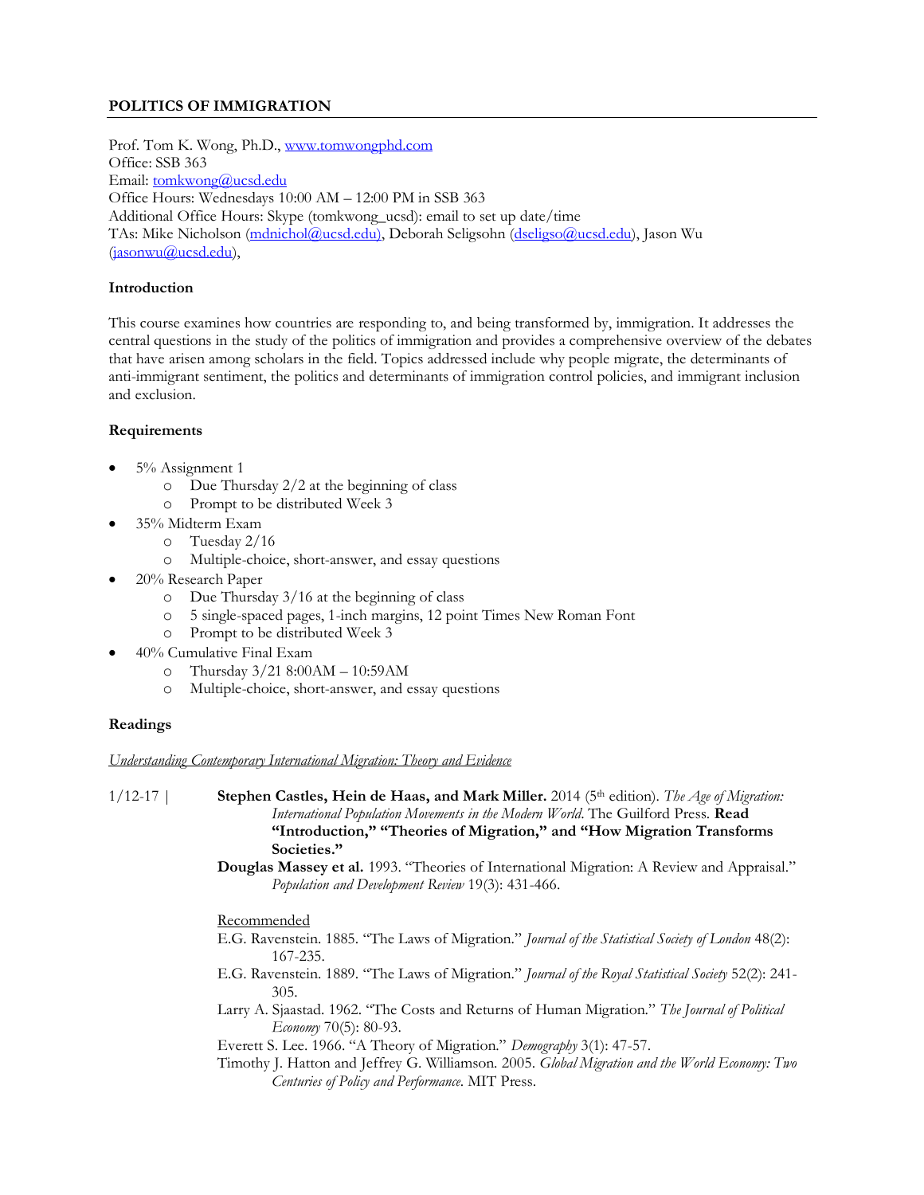**POLITICS OF IMMIGRATION**

---

Prof. Tom K. Wong, Ph.D., [www.tomwongphd.com](http://www.tomwongphd.com)
Office: SSB 363
Email: [tomkwong@ucsd.edu](mailto:tomkwong@ucsd.edu)
Office Hours: Wednesdays 10:00 AM – 12:00 PM in SSB 363
Additional Office Hours: Skype (tomkwong_ucsd): email to set up date/time
TAs: Mike Nicholson ([mdnichol@ucsd.edu](mailto:mdnichol@ucsd.edu)), Deborah Seligsohn ([dseligso@ucsd.edu](mailto:dseligso@ucsd.edu)), Jason Wu ([jasonwu@ucsd.edu](mailto:jasonwu@ucsd.edu)),

**Introduction**

This course examines how countries are responding to, and being transformed by, immigration. It addresses the central questions in the study of the politics of immigration and provides a comprehensive overview of the debates that have arisen among scholars in the field. Topics addressed include why people migrate, the determinants of anti-immigrant sentiment, the politics and determinants of immigration control policies, and immigrant inclusion and exclusion.

**Requirements**

- 5% Assignment 1
  - Due Thursday 2/2 at the beginning of class
  - Prompt to be distributed Week 3
- 35% Midterm Exam
  - Tuesday 2/16
  - Multiple-choice, short-answer, and essay questions
- 20% Research Paper
  - Due Thursday 3/16 at the beginning of class
  - 5 single-spaced pages, 1-inch margins, 12 point Times New Roman Font
  - Prompt to be distributed Week 3
- 40% Cumulative Final Exam
  - Thursday 3/21 8:00AM – 10:59AM
  - Multiple-choice, short-answer, and essay questions

**Readings**

*Understanding Contemporary International Migration: Theory and Evidence*

1/12-17 |

**Stephen Castles, Hein de Haas, and Mark Miller.** 2014 (5th edition). *The Age of Migration: International Population Movements in the Modern World*. The Guilford Press. **Read "Introduction," "Theories of Migration," and "How Migration Transforms Societies."**

**Douglas Massey et al.** 1993. "Theories of International Migration: A Review and Appraisal." *Population and Development Review* 19(3): 431-466.

Recommended

E.G. Ravenstein. 1885. "The Laws of Migration." *Journal of the Statistical Society of London* 48(2): 167-235.

E.G. Ravenstein. 1889. "The Laws of Migration." *Journal of the Royal Statistical Society* 52(2): 241-305.

Larry A. Sjaastad. 1962. "The Costs and Returns of Human Migration." *The Journal of Political Economy* 70(5): 80-93.

Everett S. Lee. 1966. "A Theory of Migration." *Demography* 3(1): 47-57.

Timothy J. Hatton and Jeffrey G. Williamson. 2005. *Global Migration and the World Economy: Two Centuries of Policy and Performance*. MIT Press.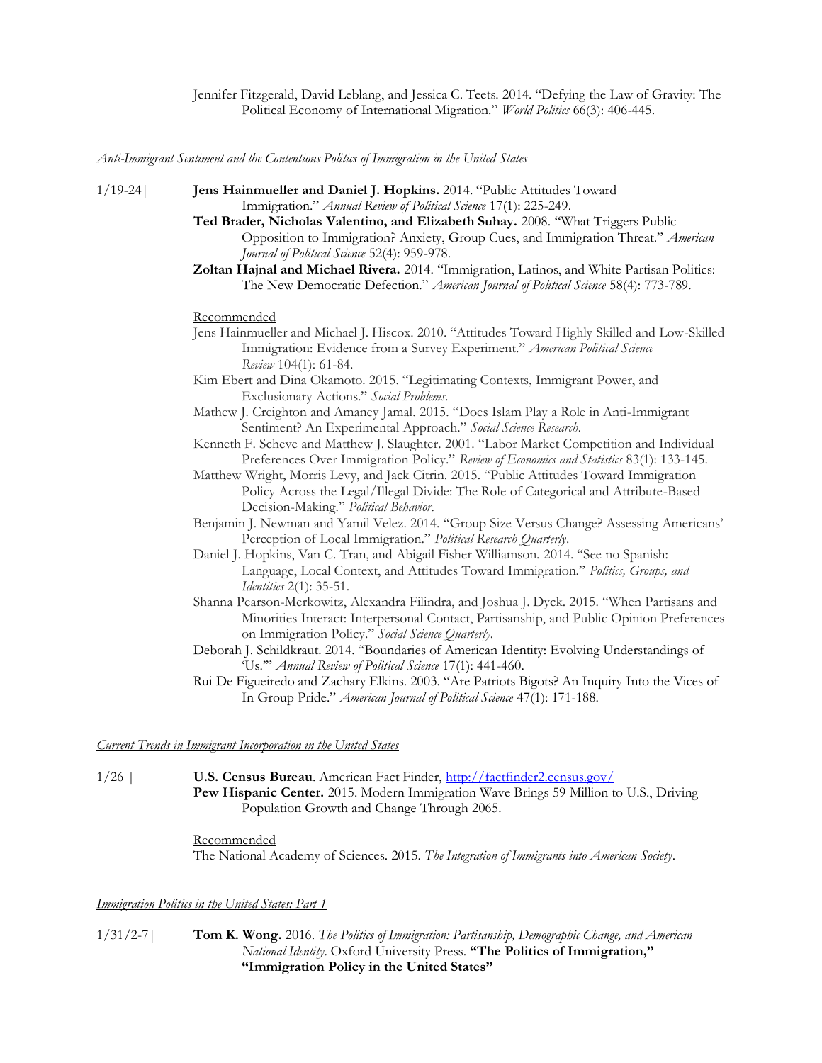Jennifer Fitzgerald, David Leblang, and Jessica C. Teets. 2014. "Defying the Law of Gravity: The Political Economy of International Migration." *World Politics* 66(3): 406-445.

*Anti-Immigrant Sentiment and the Contentious Politics of Immigration in the United States*

1/19-24| **Jens Hainmueller and Daniel J. Hopkins.** 2014. "Public Attitudes Toward Immigration." *Annual Review of Political Science* 17(1): 225-249.

**Ted Brader, Nicholas Valentino, and Elizabeth Suhay.** 2008. "What Triggers Public Opposition to Immigration? Anxiety, Group Cues, and Immigration Threat." *American Journal of Political Science* 52(4): 959-978.

**Zoltan Hajnal and Michael Rivera.** 2014. "Immigration, Latinos, and White Partisan Politics: The New Democratic Defection." *American Journal of Political Science* 58(4): 773-789.

Recommended

Jens Hainmueller and Michael J. Hiscox. 2010. "Attitudes Toward Highly Skilled and Low-Skilled Immigration: Evidence from a Survey Experiment." *American Political Science Review* 104(1): 61-84.

Kim Ebert and Dina Okamoto. 2015. "Legitimating Contexts, Immigrant Power, and Exclusionary Actions." *Social Problems*.

Mathew J. Creighton and Amaney Jamal. 2015. "Does Islam Play a Role in Anti-Immigrant Sentiment? An Experimental Approach." *Social Science Research*.

Kenneth F. Scheve and Matthew J. Slaughter. 2001. "Labor Market Competition and Individual Preferences Over Immigration Policy." *Review of Economics and Statistics* 83(1): 133-145.

Matthew Wright, Morris Levy, and Jack Citrin. 2015. "Public Attitudes Toward Immigration Policy Across the Legal/Illegal Divide: The Role of Categorical and Attribute-Based Decision-Making." *Political Behavior*.

Benjamin J. Newman and Yamil Velez. 2014. "Group Size Versus Change? Assessing Americans' Perception of Local Immigration." *Political Research Quarterly*.

Daniel J. Hopkins, Van C. Tran, and Abigail Fisher Williamson. 2014. "See no Spanish: Language, Local Context, and Attitudes Toward Immigration." *Politics, Groups, and Identities* 2(1): 35-51.

Shanna Pearson-Merkowitz, Alexandra Filindra, and Joshua J. Dyck. 2015. "When Partisans and Minorities Interact: Interpersonal Contact, Partisanship, and Public Opinion Preferences on Immigration Policy." *Social Science Quarterly*.

Deborah J. Schildkraut. 2014. "Boundaries of American Identity: Evolving Understandings of 'Us.'" *Annual Review of Political Science* 17(1): 441-460.

Rui De Figueiredo and Zachary Elkins. 2003. "Are Patriots Bigots? An Inquiry Into the Vices of In Group Pride." *American Journal of Political Science* 47(1): 171-188.

*Current Trends in Immigrant Incorporation in the United States*

1/26 | **U.S. Census Bureau**. American Fact Finder, http://factfinder2.census.gov/

**Pew Hispanic Center.** 2015. Modern Immigration Wave Brings 59 Million to U.S., Driving Population Growth and Change Through 2065.

Recommended

The National Academy of Sciences. 2015. *The Integration of Immigrants into American Society*.

*Immigration Politics in the United States: Part 1*

1/31/2-7| **Tom K. Wong.** 2016. *The Politics of Immigration: Partisanship, Demographic Change, and American National Identity*. Oxford University Press. **"The Politics of Immigration," "Immigration Policy in the United States"**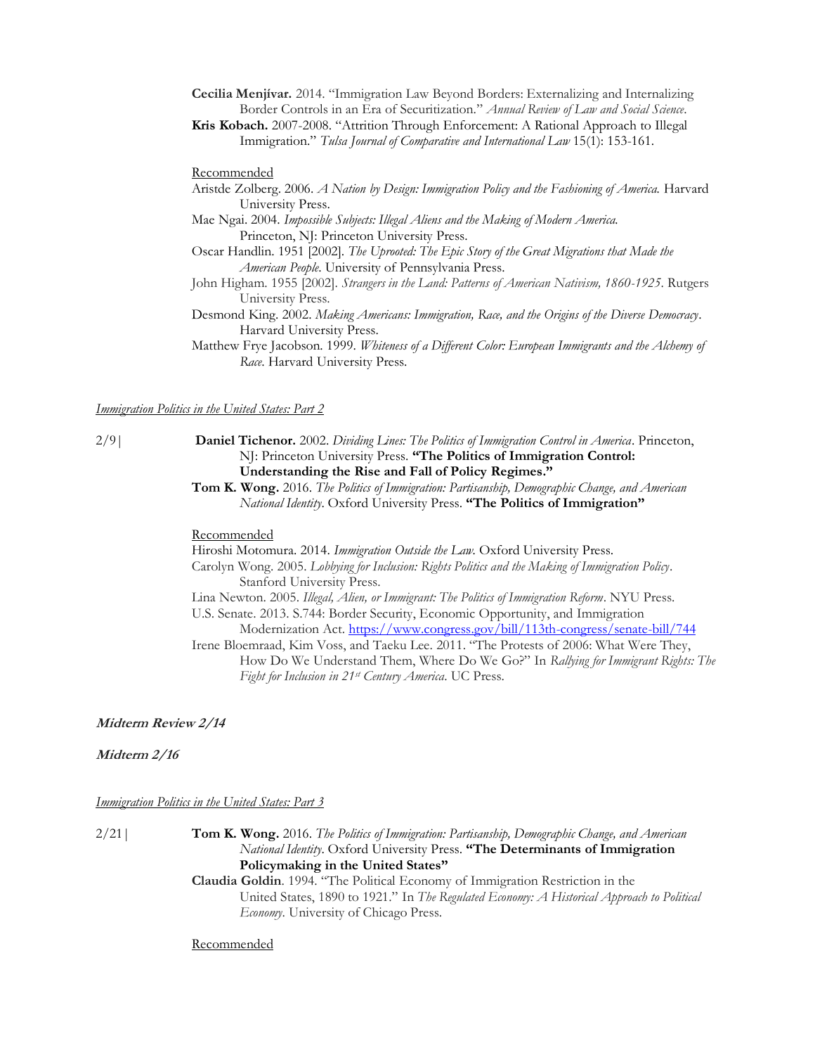**Cecilia Menjívar.** 2014. "Immigration Law Beyond Borders: Externalizing and Internalizing Border Controls in an Era of Securitization." *Annual Review of Law and Social Science*.

**Kris Kobach.** 2007-2008. "Attrition Through Enforcement: A Rational Approach to Illegal Immigration." *Tulsa Journal of Comparative and International Law* 15(1): 153-161.

Recommended

Aristde Zolberg. 2006. *A Nation by Design: Immigration Policy and the Fashioning of America.* Harvard University Press.

Mae Ngai. 2004. *Impossible Subjects: Illegal Aliens and the Making of Modern America.* Princeton, NJ: Princeton University Press.

Oscar Handlin. 1951 [2002]. *The Uprooted: The Epic Story of the Great Migrations that Made the American People.* University of Pennsylvania Press.

John Higham. 1955 [2002]. *Strangers in the Land: Patterns of American Nativism, 1860-1925*. Rutgers University Press.

Desmond King. 2002. *Making Americans: Immigration, Race, and the Origins of the Diverse Democracy*. Harvard University Press.

Matthew Frye Jacobson. 1999. *Whiteness of a Different Color: European Immigrants and the Alchemy of Race*. Harvard University Press.

*Immigration Politics in the United States: Part 2*

2/9 | **Daniel Tichenor.** 2002. *Dividing Lines: The Politics of Immigration Control in America*. Princeton, NJ: Princeton University Press. **"The Politics of Immigration Control: Understanding the Rise and Fall of Policy Regimes."**

**Tom K. Wong.** 2016. *The Politics of Immigration: Partisanship, Demographic Change, and American National Identity*. Oxford University Press. **"The Politics of Immigration"**

Recommended

Hiroshi Motomura. 2014. *Immigration Outside the Law.* Oxford University Press.

Carolyn Wong. 2005. *Lobbying for Inclusion: Rights Politics and the Making of Immigration Policy*. Stanford University Press.

Lina Newton. 2005. *Illegal, Alien, or Immigrant: The Politics of Immigration Reform*. NYU Press.

U.S. Senate. 2013. S.744: Border Security, Economic Opportunity, and Immigration Modernization Act. https://www.congress.gov/bill/113th-congress/senate-bill/744

Irene Bloemraad, Kim Voss, and Taeku Lee. 2011. "The Protests of 2006: What Were They, How Do We Understand Them, Where Do We Go?" In *Rallying for Immigrant Rights: The Fight for Inclusion in 21st Century America*. UC Press.

***Midterm Review 2/14***

***Midterm 2/16***

*Immigration Politics in the United States: Part 3*

2/21 | **Tom K. Wong.** 2016. *The Politics of Immigration: Partisanship, Demographic Change, and American National Identity*. Oxford University Press. **"The Determinants of Immigration Policymaking in the United States"**

**Claudia Goldin**. 1994. "The Political Economy of Immigration Restriction in the United States, 1890 to 1921." In *The Regulated Economy: A Historical Approach to Political Economy*. University of Chicago Press.

Recommended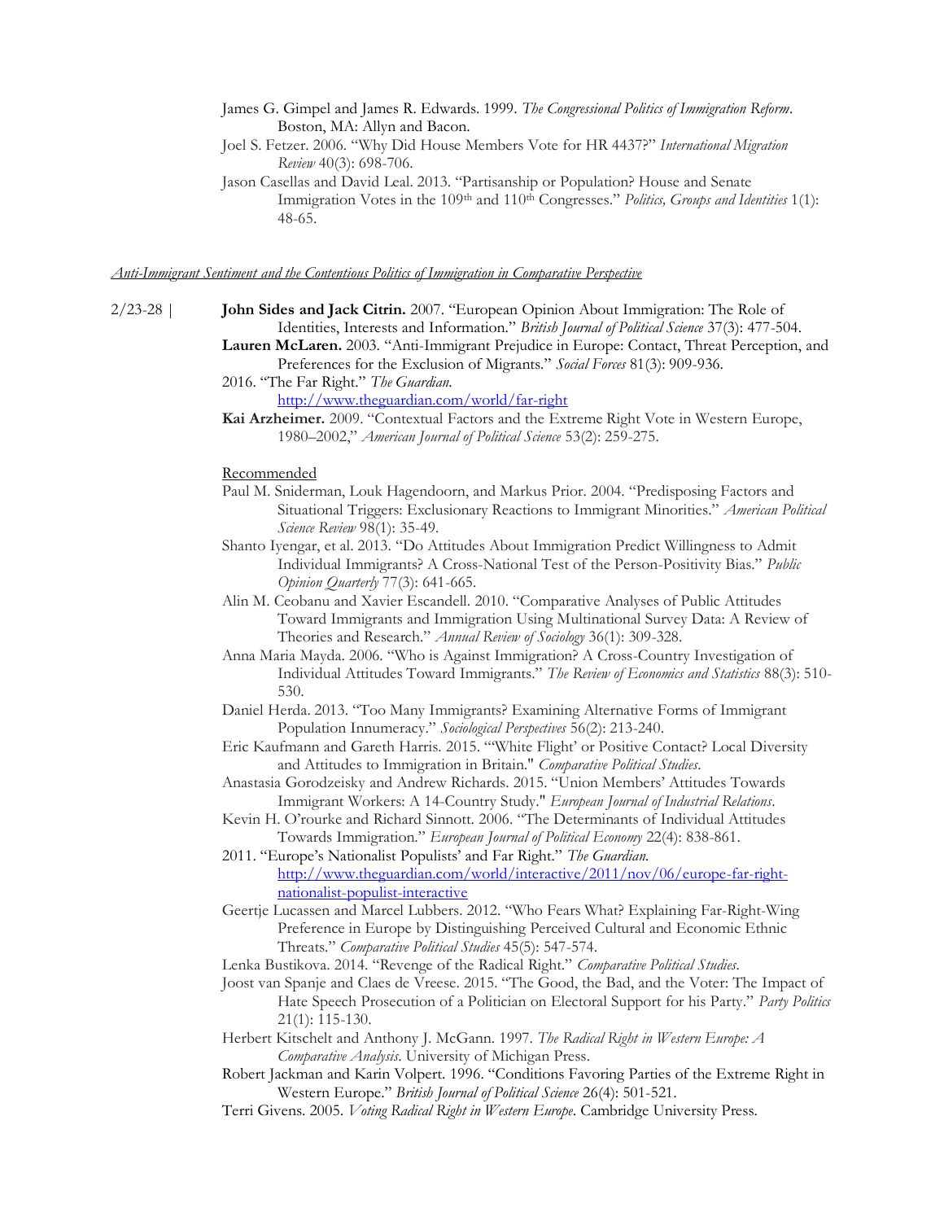James G. Gimpel and James R. Edwards. 1999. *The Congressional Politics of Immigration Reform*. Boston, MA: Allyn and Bacon.

Joel S. Fetzer. 2006. "Why Did House Members Vote for HR 4437?" *International Migration Review* 40(3): 698-706.

Jason Casellas and David Leal. 2013. "Partisanship or Population? House and Senate Immigration Votes in the 109th and 110th Congresses." *Politics, Groups and Identities* 1(1): 48-65.

*Anti-Immigrant Sentiment and the Contentious Politics of Immigration in Comparative Perspective*

2/23-28 | **John Sides and Jack Citrin.** 2007. "European Opinion About Immigration: The Role of Identities, Interests and Information." *British Journal of Political Science* 37(3): 477-504.

**Lauren McLaren.** 2003. "Anti-Immigrant Prejudice in Europe: Contact, Threat Perception, and Preferences for the Exclusion of Migrants." *Social Forces* 81(3): 909-936.

2016. "The Far Right." *The Guardian.* http://www.theguardian.com/world/far-right

**Kai Arzheimer.** 2009. "Contextual Factors and the Extreme Right Vote in Western Europe, 1980–2002," *American Journal of Political Science* 53(2): 259-275.

Recommended

Paul M. Sniderman, Louk Hagendoorn, and Markus Prior. 2004. "Predisposing Factors and Situational Triggers: Exclusionary Reactions to Immigrant Minorities." *American Political Science Review* 98(1): 35-49.

Shanto Iyengar, et al. 2013. "Do Attitudes About Immigration Predict Willingness to Admit Individual Immigrants? A Cross-National Test of the Person-Positivity Bias." *Public Opinion Quarterly* 77(3): 641-665.

Alin M. Ceobanu and Xavier Escandell. 2010. "Comparative Analyses of Public Attitudes Toward Immigrants and Immigration Using Multinational Survey Data: A Review of Theories and Research." *Annual Review of Sociology* 36(1): 309-328.

Anna Maria Mayda. 2006. "Who is Against Immigration? A Cross-Country Investigation of Individual Attitudes Toward Immigrants." *The Review of Economics and Statistics* 88(3): 510-530.

Daniel Herda. 2013. "Too Many Immigrants? Examining Alternative Forms of Immigrant Population Innumeracy." *Sociological Perspectives* 56(2): 213-240.

Eric Kaufmann and Gareth Harris. 2015. "'White Flight' or Positive Contact? Local Diversity and Attitudes to Immigration in Britain." *Comparative Political Studies*.

Anastasia Gorodzeisky and Andrew Richards. 2015. "Union Members' Attitudes Towards Immigrant Workers: A 14-Country Study." *European Journal of Industrial Relations*.

Kevin H. O'rourke and Richard Sinnott. 2006. "The Determinants of Individual Attitudes Towards Immigration." *European Journal of Political Economy* 22(4): 838-861.

2011. "Europe's Nationalist Populists' and Far Right." *The Guardian.* http://www.theguardian.com/world/interactive/2011/nov/06/europe-far-right-nationalist-populist-interactive

Geertje Lucassen and Marcel Lubbers. 2012. "Who Fears What? Explaining Far-Right-Wing Preference in Europe by Distinguishing Perceived Cultural and Economic Ethnic Threats." *Comparative Political Studies* 45(5): 547-574.

Lenka Bustikova. 2014. "Revenge of the Radical Right." *Comparative Political Studies*.

Joost van Spanje and Claes de Vreese. 2015. "The Good, the Bad, and the Voter: The Impact of Hate Speech Prosecution of a Politician on Electoral Support for his Party." *Party Politics* 21(1): 115-130.

Herbert Kitschelt and Anthony J. McGann. 1997. *The Radical Right in Western Europe: A Comparative Analysis*. University of Michigan Press.

Robert Jackman and Karin Volpert. 1996. "Conditions Favoring Parties of the Extreme Right in Western Europe." *British Journal of Political Science* 26(4): 501-521.

Terri Givens. 2005. *Voting Radical Right in Western Europe*. Cambridge University Press.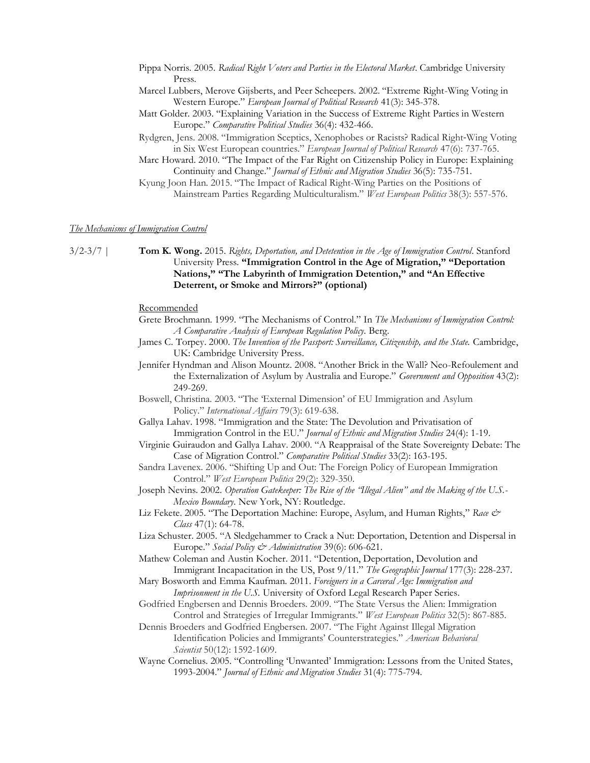Pippa Norris. 2005. *Radical Right Voters and Parties in the Electoral Market*. Cambridge University Press.

Marcel Lubbers, Merove Gijsberts, and Peer Scheepers. 2002. "Extreme Right-Wing Voting in Western Europe." *European Journal of Political Research* 41(3): 345-378.

Matt Golder. 2003. "Explaining Variation in the Success of Extreme Right Parties in Western Europe." *Comparative Political Studies* 36(4): 432-466.

Rydgren, Jens. 2008. "Immigration Sceptics, Xenophobes or Racists? Radical Right-Wing Voting in Six West European countries." *European Journal of Political Research* 47(6): 737-765.

Marc Howard. 2010. "The Impact of the Far Right on Citizenship Policy in Europe: Explaining Continuity and Change." *Journal of Ethnic and Migration Studies* 36(5): 735-751.

Kyung Joon Han. 2015. "The Impact of Radical Right-Wing Parties on the Positions of Mainstream Parties Regarding Multiculturalism." *West European Politics* 38(3): 557-576.

*The Mechanisms of Immigration Control*

3/2-3/7 | **Tom K. Wong.** 2015. *Rights, Deportation, and Detetention in the Age of Immigration Control*. Stanford University Press. **"Immigration Control in the Age of Migration," "Deportation Nations," "The Labyrinth of Immigration Detention," and "An Effective Deterrent, or Smoke and Mirrors?" (optional)**

Recommended

Grete Brochmann. 1999. "The Mechanisms of Control." In *The Mechanisms of Immigration Control: A Comparative Analysis of European Regulation Policy*. Berg.

James C. Torpey. 2000. *The Invention of the Passport: Surveillance, Citizenship, and the State.* Cambridge, UK: Cambridge University Press.

Jennifer Hyndman and Alison Mountz. 2008. "Another Brick in the Wall? Neo-Refoulement and the Externalization of Asylum by Australia and Europe." *Government and Opposition* 43(2): 249-269.

Boswell, Christina. 2003. "The 'External Dimension' of EU Immigration and Asylum Policy." *International Affairs* 79(3): 619-638.

Gallya Lahav. 1998. "Immigration and the State: The Devolution and Privatisation of Immigration Control in the EU." *Journal of Ethnic and Migration Studies* 24(4): 1-19.

Virginie Guiraudon and Gallya Lahav. 2000. "A Reappraisal of the State Sovereignty Debate: The Case of Migration Control." *Comparative Political Studies* 33(2): 163-195.

Sandra Lavenex. 2006. "Shifting Up and Out: The Foreign Policy of European Immigration Control." *West European Politics* 29(2): 329-350.

Joseph Nevins. 2002. *Operation Gatekeeper: The Rise of the "Illegal Alien" and the Making of the U.S.-Mexico Boundary*. New York, NY: Routledge.

Liz Fekete. 2005. "The Deportation Machine: Europe, Asylum, and Human Rights," *Race & Class* 47(1): 64-78.

Liza Schuster. 2005. "A Sledgehammer to Crack a Nut: Deportation, Detention and Dispersal in Europe." *Social Policy & Administration* 39(6): 606-621.

Mathew Coleman and Austin Kocher. 2011. "Detention, Deportation, Devolution and Immigrant Incapacitation in the US, Post 9/11." *The Geographic Journal* 177(3): 228-237.

Mary Bosworth and Emma Kaufman. 2011. *Foreigners in a Carceral Age: Immigration and Imprisonment in the U.S.* University of Oxford Legal Research Paper Series.

Godfried Engbersen and Dennis Broeders. 2009. "The State Versus the Alien: Immigration Control and Strategies of Irregular Immigrants." *West European Politics* 32(5): 867-885.

Dennis Broeders and Godfried Engbersen. 2007. "The Fight Against Illegal Migration Identification Policies and Immigrants' Counterstrategies." *American Behavioral Scientist* 50(12): 1592-1609.

Wayne Cornelius. 2005. "Controlling 'Unwanted' Immigration: Lessons from the United States, 1993-2004." *Journal of Ethnic and Migration Studies* 31(4): 775-794.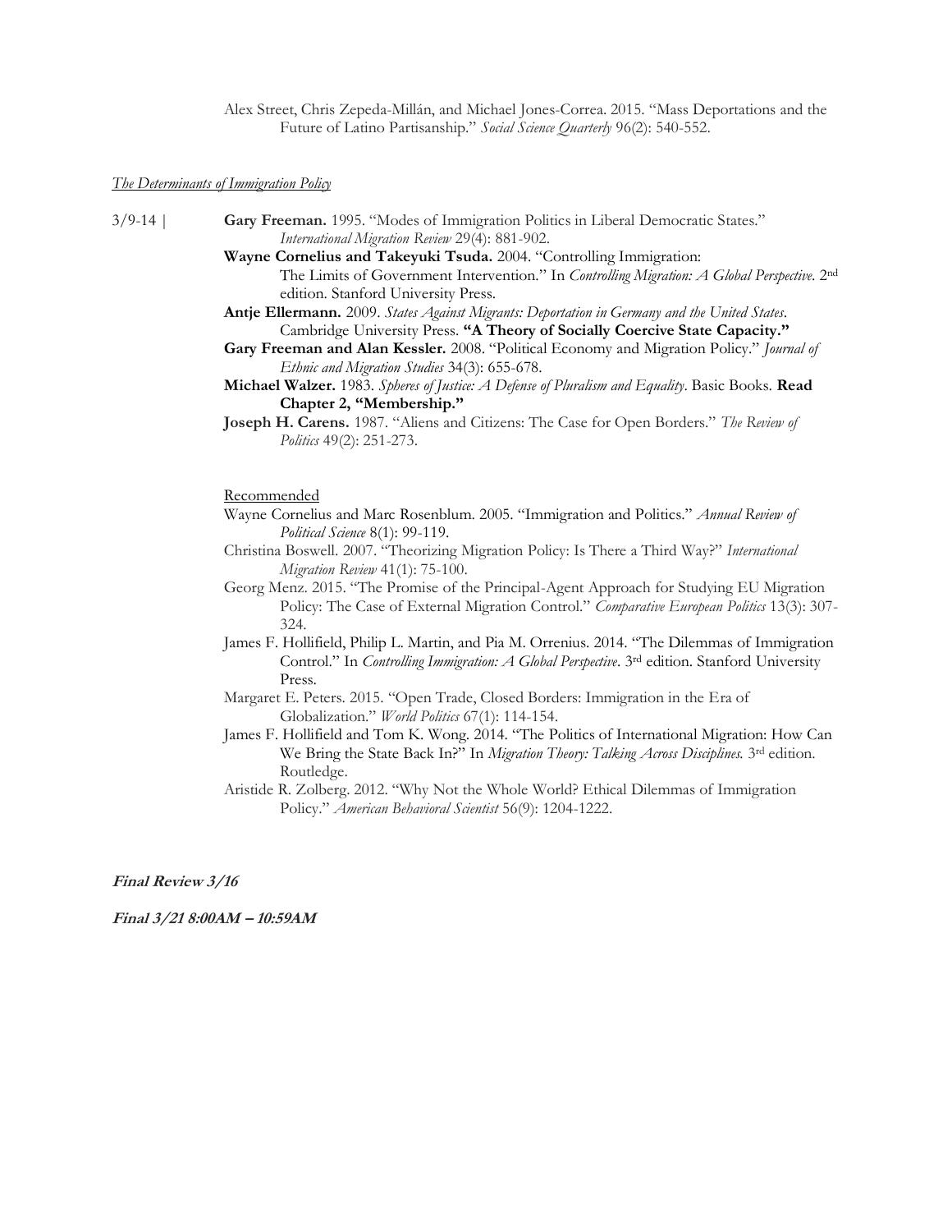Alex Street, Chris Zepeda-Millán, and Michael Jones-Correa. 2015. "Mass Deportations and the Future of Latino Partisanship." *Social Science Quarterly* 96(2): 540-552.

*The Determinants of Immigration Policy*

3/9-14 |

**Gary Freeman.** 1995. "Modes of Immigration Politics in Liberal Democratic States." *International Migration Review* 29(4): 881-902.

**Wayne Cornelius and Takeyuki Tsuda.** 2004. "Controlling Immigration: The Limits of Government Intervention." In *Controlling Migration: A Global Perspective*. 2nd edition. Stanford University Press.

**Antje Ellermann.** 2009. *States Against Migrants: Deportation in Germany and the United States*. Cambridge University Press. **"A Theory of Socially Coercive State Capacity."**

**Gary Freeman and Alan Kessler.** 2008. "Political Economy and Migration Policy." *Journal of Ethnic and Migration Studies* 34(3): 655-678.

**Michael Walzer.** 1983. *Spheres of Justice: A Defense of Pluralism and Equality*. Basic Books. **Read Chapter 2, "Membership."**

**Joseph H. Carens.** 1987. "Aliens and Citizens: The Case for Open Borders." *The Review of Politics* 49(2): 251-273.

Recommended

Wayne Cornelius and Marc Rosenblum. 2005. "Immigration and Politics." *Annual Review of Political Science* 8(1): 99-119.

Christina Boswell. 2007. "Theorizing Migration Policy: Is There a Third Way?" *International Migration Review* 41(1): 75-100.

Georg Menz. 2015. "The Promise of the Principal-Agent Approach for Studying EU Migration Policy: The Case of External Migration Control." *Comparative European Politics* 13(3): 307-324.

James F. Hollifield, Philip L. Martin, and Pia M. Orrenius. 2014. "The Dilemmas of Immigration Control." In *Controlling Immigration: A Global Perspective*. 3rd edition. Stanford University Press.

Margaret E. Peters. 2015. "Open Trade, Closed Borders: Immigration in the Era of Globalization." *World Politics* 67(1): 114-154.

James F. Hollifield and Tom K. Wong. 2014. "The Politics of International Migration: How Can We Bring the State Back In?" In *Migration Theory: Talking Across Disciplines.* 3rd edition. Routledge.

Aristide R. Zolberg. 2012. "Why Not the Whole World? Ethical Dilemmas of Immigration Policy." *American Behavioral Scientist* 56(9): 1204-1222.

***Final Review 3/16***

***Final 3/21 8:00AM – 10:59AM***